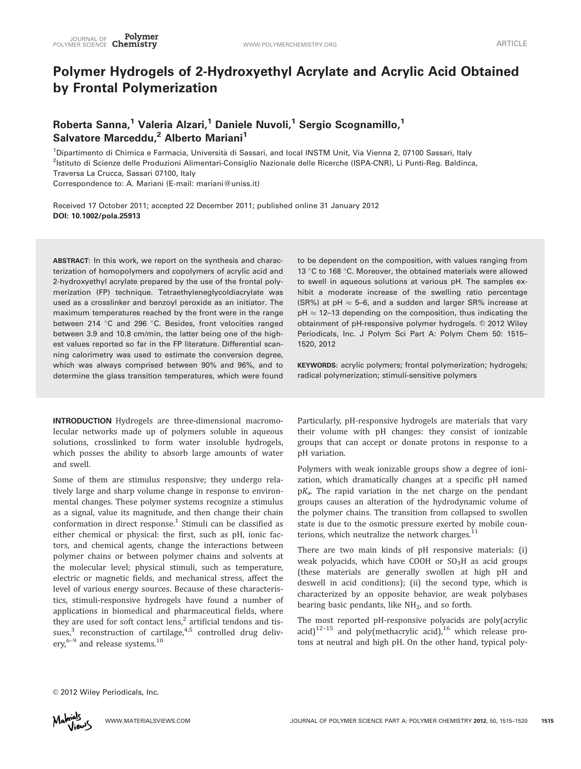# Polymer Hydrogels of 2-Hydroxyethyl Acrylate and Acrylic Acid Obtained by Frontal Polymerization

**Roberta Sanna,[1] Valeria Alzari,[1] Daniele Nuvoli,[1] Sergio Scognamillo,[1] Salvatore Marceddu,[2] Alberto Mariani[1]**

[1]Dipartimento di Chimica e Farmacia, Università di Sassari, and local INSTM Unit, Via Vienna 2, 07100 Sassari, Italy

[2]Istituto di Scienze delle Produzioni Alimentari-Consiglio Nazionale delle Ricerche (ISPA-CNR), Li Punti-Reg. Baldinca, Traversa La Crucca, Sassari 07100, Italy

Correspondence to: A. Mariani (E-mail: mariani@uniss.it)

Received 17 October 2011; accepted 22 December 2011; published online 31 January 2012

**DOI: 10.1002/pola.25913**

**ABSTRACT**: In this work, we report on the synthesis and characterization of homopolymers and copolymers of acrylic acid and 2-hydroxyethyl acrylate prepared by the use of the frontal polymerization (FP) technique. Tetraethyleneglycoldiacrylate was used as a crosslinker and benzoyl peroxide as an initiator. The maximum temperatures reached by the front were in the range between 214 °C and 296 °C. Besides, front velocities ranged between 3.9 and 10.8 cm/min, the latter being one of the highest values reported so far in the FP literature. Differential scanning calorimetry was used to estimate the conversion degree, which was always comprised between 90% and 96%, and to determine the glass transition temperatures, which were found to be dependent on the composition, with values ranging from 13 °C to 168 °C. Moreover, the obtained materials were allowed to swell in aqueous solutions at various pH. The samples exhibit a moderate increase of the swelling ratio percentage (SR%) at pH ≈ 5–6, and a sudden and larger SR% increase at pH ≈ 12–13 depending on the composition, thus indicating the obtainment of pH-responsive polymer hydrogels. © 2012 Wiley Periodicals, Inc. J Polym Sci Part A: Polym Chem 50: 1515–1520, 2012

**KEYWORDS**: acrylic polymers; frontal polymerization; hydrogels; radical polymerization; stimuli-sensitive polymers

**INTRODUCTION** Hydrogels are three-dimensional macromolecular networks made up of polymers soluble in aqueous solutions, crosslinked to form water insoluble hydrogels, which posses the ability to absorb large amounts of water and swell.

Some of them are stimulus responsive; they undergo relatively large and sharp volume change in response to environmental changes. These polymer systems recognize a stimulus as a signal, value its magnitude, and then change their chain conformation in direct response.[1] Stimuli can be classified as either chemical or physical: the first, such as pH, ionic factors, and chemical agents, change the interactions between polymer chains or between polymer chains and solvents at the molecular level; physical stimuli, such as temperature, electric or magnetic fields, and mechanical stress, affect the level of various energy sources. Because of these characteristics, stimuli-responsive hydrogels have found a number of applications in biomedical and pharmaceutical fields, where they are used for soft contact lens,[2] artificial tendons and tissues,[3] reconstruction of cartilage,[4,5] controlled drug delivery,[6–9] and release systems.[10]

Particularly, pH-responsive hydrogels are materials that vary their volume with pH changes: they consist of ionizable groups that can accept or donate protons in response to a pH variation.

Polymers with weak ionizable groups show a degree of ionization, which dramatically changes at a specific pH named $pK_a$. The rapid variation in the net charge on the pendant groups causes an alteration of the hydrodynamic volume of the polymer chains. The transition from collapsed to swollen state is due to the osmotic pressure exerted by mobile counterions, which neutralize the network charges.[11]

There are two main kinds of pH responsive materials: (i) weak polyacids, which have COOH or $SO_3H$ as acid groups (these materials are generally swollen at high pH and deswell in acid conditions); (ii) the second type, which is characterized by an opposite behavior, are weak polybases bearing basic pendants, like $NH_2$, and so forth.

The most reported pH-responsive polyacids are poly(acrylic acid)[12–15] and poly(methacrylic acid),[16] which release protons at neutral and high pH. On the other hand, typical poly-

© 2012 Wiley Periodicals, Inc.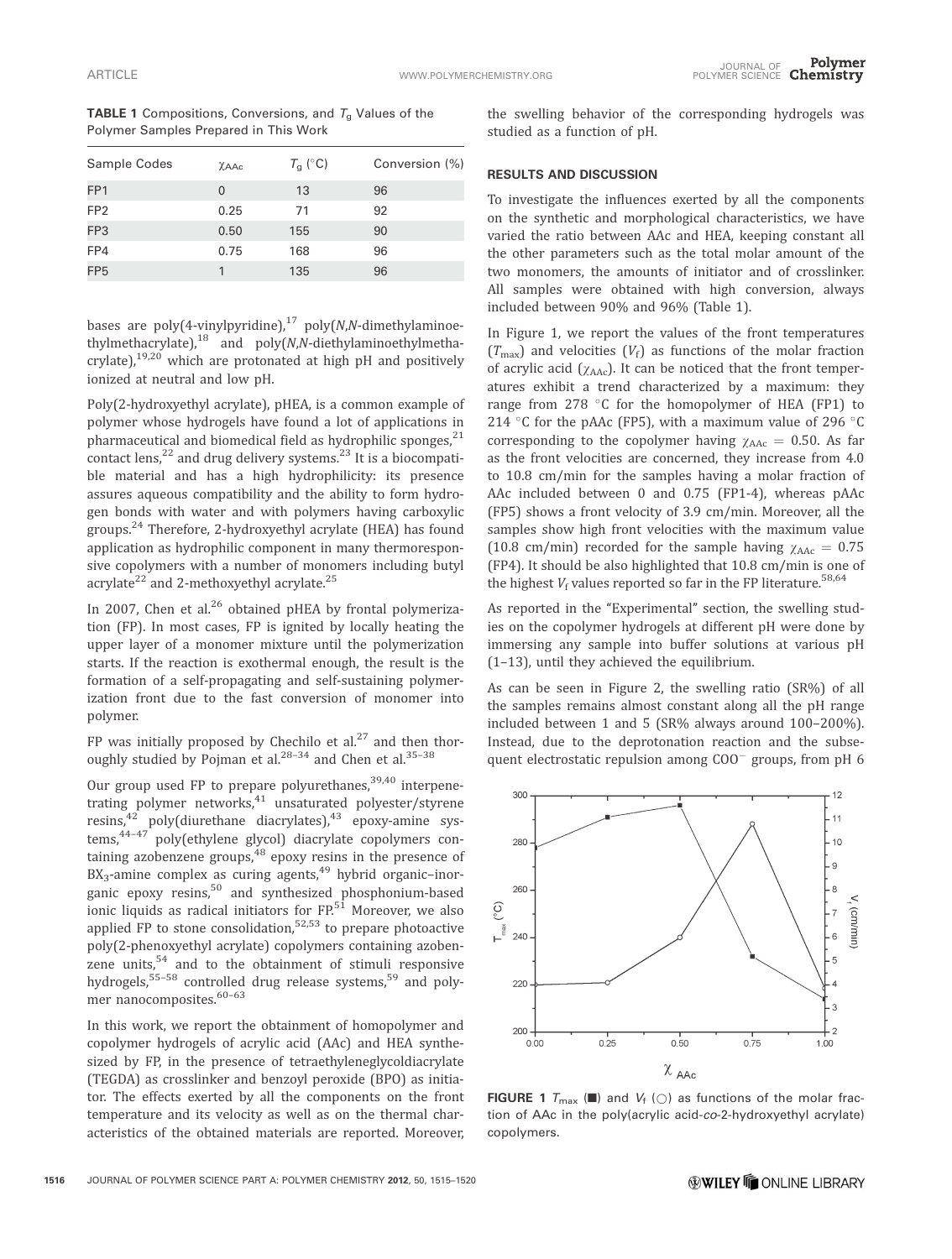**TABLE 1** Compositions, Conversions, and $T_g$ Values of the Polymer Samples Prepared in This Work

| Sample Codes | $\chi_{AAc}$ | $T_g$ (°C) | Conversion (%) |
|---|---|---|---|
| FP1 | 0 | 13 | 96 |
| FP2 | 0.25 | 71 | 92 |
| FP3 | 0.50 | 155 | 90 |
| FP4 | 0.75 | 168 | 96 |
| FP5 | 1 | 135 | 96 |

bases are poly(4-vinylpyridine),[17] poly(*N*,*N*-dimethylaminoethylmethacrylate),[18] and poly(*N*,*N*-diethylaminoethylmethacrylate),[19,20] which are protonated at high pH and positively ionized at neutral and low pH.

Poly(2-hydroxyethyl acrylate), pHEA, is a common example of polymer whose hydrogels have found a lot of applications in pharmaceutical and biomedical field as hydrophilic sponges,[21] contact lens,[22] and drug delivery systems.[23] It is a biocompatible material and has a high hydrophilicity: its presence assures aqueous compatibility and the ability to form hydrogen bonds with water and with polymers having carboxylic groups.[24] Therefore, 2-hydroxyethyl acrylate (HEA) has found application as hydrophilic component in many thermoresponsive copolymers with a number of monomers including butyl acrylate[22] and 2-methoxyethyl acrylate.[25]

In 2007, Chen et al.[26] obtained pHEA by frontal polymerization (FP). In most cases, FP is ignited by locally heating the upper layer of a monomer mixture until the polymerization starts. If the reaction is exothermal enough, the result is the formation of a self-propagating and self-sustaining polymerization front due to the fast conversion of monomer into polymer.

FP was initially proposed by Chechilo et al.[27] and then thoroughly studied by Pojman et al.[28–34] and Chen et al.[35–38]

Our group used FP to prepare polyurethanes,[39,40] interpenetrating polymer networks,[41] unsaturated polyester/styrene resins,[42] poly(diurethane diacrylates),[43] epoxy-amine systems,[44–47] poly(ethylene glycol) diacrylate copolymers containing azobenzene groups,[48] epoxy resins in the presence of $BX_3$-amine complex as curing agents,[49] hybrid organic–inorganic epoxy resins,[50] and synthesized phosphonium-based ionic liquids as radical initiators for FP.[51] Moreover, we also applied FP to stone consolidation,[52,53] to prepare photoactive poly(2-phenoxyethyl acrylate) copolymers containing azobenzene units,[54] and to the obtainment of stimuli responsive hydrogels,[55–58] controlled drug release systems,[59] and polymer nanocomposites.[60–63]

In this work, we report the obtainment of homopolymer and copolymer hydrogels of acrylic acid (AAc) and HEA synthesized by FP, in the presence of tetraethyleneglycoldiacrylate (TEGDA) as crosslinker and benzoyl peroxide (BPO) as initiator. The effects exerted by all the components on the front temperature and its velocity as well as on the thermal characteristics of the obtained materials are reported. Moreover, the swelling behavior of the corresponding hydrogels was studied as a function of pH.

## RESULTS AND DISCUSSION

To investigate the influences exerted by all the components on the synthetic and morphological characteristics, we have varied the ratio between AAc and HEA, keeping constant all the other parameters such as the total molar amount of the two monomers, the amounts of initiator and of crosslinker. All samples were obtained with high conversion, always included between 90% and 96% (Table 1).

In Figure 1, we report the values of the front temperatures ($T_{max}$) and velocities ($V_f$) as functions of the molar fraction of acrylic acid ($\chi_{AAc}$). It can be noticed that the front temperatures exhibit a trend characterized by a maximum: they range from 278 °C for the homopolymer of HEA (FP1) to 214 °C for the pAAc (FP5), with a maximum value of 296 °C corresponding to the copolymer having $\chi_{AAc} = 0.50$. As far as the front velocities are concerned, they increase from 4.0 to 10.8 cm/min for the samples having a molar fraction of AAc included between 0 and 0.75 (FP1-4), whereas pAAc (FP5) shows a front velocity of 3.9 cm/min. Moreover, all the samples show high front velocities with the maximum value (10.8 cm/min) recorded for the sample having $\chi_{AAc} = 0.75$ (FP4). It should be also highlighted that 10.8 cm/min is one of the highest $V_f$ values reported so far in the FP literature.[58,64]

As reported in the "Experimental" section, the swelling studies on the copolymer hydrogels at different pH were done by immersing any sample into buffer solutions at various pH (1–13), until they achieved the equilibrium.

As can be seen in Figure 2, the swelling ratio (SR%) of all the samples remains almost constant along all the pH range included between 1 and 5 (SR% always around 100–200%). Instead, due to the deprotonation reaction and the subsequent electrostatic repulsion among $COO^-$ groups, from pH 6

**FIGURE 1** $T_{max}$ (■) and $V_f$ (○) as functions of the molar fraction of AAc in the poly(acrylic acid-*co*-2-hydroxyethyl acrylate) copolymers.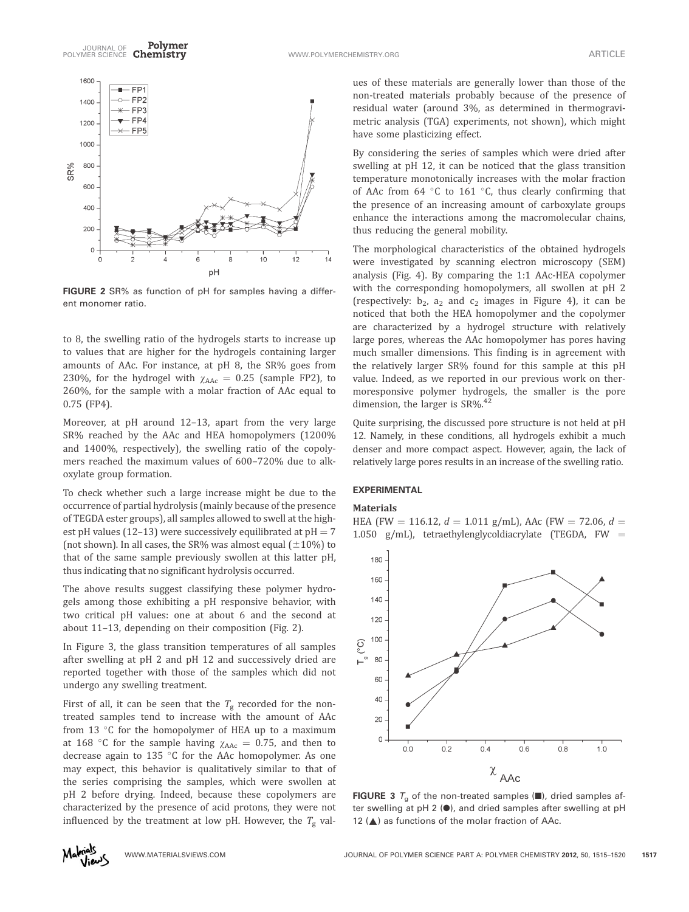FIGURE 2 SR% as function of pH for samples having a different monomer ratio.

to 8, the swelling ratio of the hydrogels starts to increase up to values that are higher for the hydrogels containing larger amounts of AAc. For instance, at pH 8, the SR% goes from 230%, for the hydrogel with $\chi_{AAc} = 0.25$ (sample FP2), to 260%, for the sample with a molar fraction of AAc equal to 0.75 (FP4).

Moreover, at pH around 12–13, apart from the very large SR% reached by the AAc and HEA homopolymers (1200% and 1400%, respectively), the swelling ratio of the copolymers reached the maximum values of 600–720% due to alkoxylate group formation.

To check whether such a large increase might be due to the occurrence of partial hydrolysis (mainly because of the presence of TEGDA ester groups), all samples allowed to swell at the highest pH values (12–13) were successively equilibrated at pH = 7 (not shown). In all cases, the SR% was almost equal (±10%) to that of the same sample previously swollen at this latter pH, thus indicating that no significant hydrolysis occurred.

The above results suggest classifying these polymer hydrogels among those exhibiting a pH responsive behavior, with two critical pH values: one at about 6 and the second at about 11–13, depending on their composition (Fig. 2).

In Figure 3, the glass transition temperatures of all samples after swelling at pH 2 and pH 12 and successively dried are reported together with those of the samples which did not undergo any swelling treatment.

First of all, it can be seen that the $T_g$ recorded for the non-treated samples tend to increase with the amount of AAc from 13 °C for the homopolymer of HEA up to a maximum at 168 °C for the sample having $\chi_{AAc} = 0.75$, and then to decrease again to 135 °C for the AAc homopolymer. As one may expect, this behavior is qualitatively similar to that of the series comprising the samples, which were swollen at pH 2 before drying. Indeed, because these copolymers are characterized by the presence of acid protons, they were not influenced by the treatment at low pH. However, the $T_g$ values of these materials are generally lower than those of the non-treated materials probably because of the presence of residual water (around 3%, as determined in thermogravimetric analysis (TGA) experiments, not shown), which might have some plasticizing effect.

By considering the series of samples which were dried after swelling at pH 12, it can be noticed that the glass transition temperature monotonically increases with the molar fraction of AAc from 64 °C to 161 °C, thus clearly confirming that the presence of an increasing amount of carboxylate groups enhance the interactions among the macromolecular chains, thus reducing the general mobility.

The morphological characteristics of the obtained hydrogels were investigated by scanning electron microscopy (SEM) analysis (Fig. 4). By comparing the 1:1 AAc-HEA copolymer with the corresponding homopolymers, all swollen at pH 2 (respectively: $b_2$, $a_2$ and $c_2$ images in Figure 4), it can be noticed that both the HEA homopolymer and the copolymer are characterized by a hydrogel structure with relatively large pores, whereas the AAc homopolymer has pores having much smaller dimensions. This finding is in agreement with the relatively larger SR% found for this sample at this pH value. Indeed, as we reported in our previous work on thermoresponsive polymer hydrogels, the smaller is the pore dimension, the larger is SR%.[42]

Quite surprising, the discussed pore structure is not held at pH 12. Namely, in these conditions, all hydrogels exhibit a much denser and more compact aspect. However, again, the lack of relatively large pores results in an increase of the swelling ratio.

## EXPERIMENTAL

### Materials

HEA (FW = 116.12, $d$ = 1.011 g/mL), AAc (FW = 72.06, $d$ = 1.050 g/mL), tetraethylenglycoldiacrylate (TEGDA, FW =

FIGURE 3 $T_g$ of the non-treated samples (■), dried samples after swelling at pH 2 (●), and dried samples after swelling at pH 12 (▲) as functions of the molar fraction of AAc.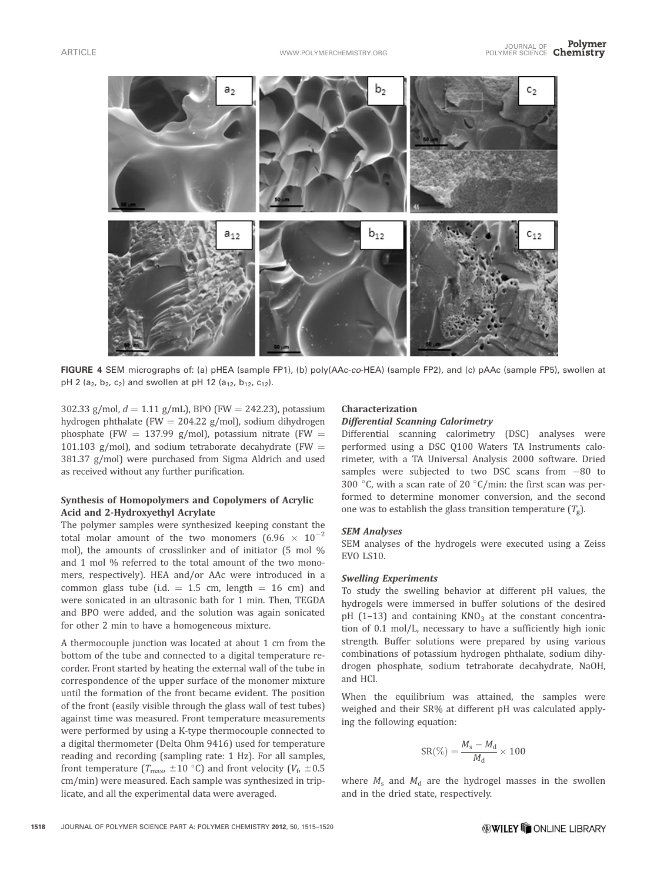FIGURE 4 SEM micrographs of: (a) pHEA (sample FP1), (b) poly(AAc-*co*-HEA) (sample FP2), and (c) pAAc (sample FP5), swollen at pH 2 ($a_2$, $b_2$, $c_2$) and swollen at pH 12 ($a_{12}$, $b_{12}$, $c_{12}$).

302.33 g/mol, $d = 1.11$ g/mL), BPO (FW = 242.23), potassium hydrogen phthalate (FW = 204.22 g/mol), sodium dihydrogen phosphate (FW = 137.99 g/mol), potassium nitrate (FW = 101.103 g/mol), and sodium tetraborate decahydrate (FW = 381.37 g/mol) were purchased from Sigma Aldrich and used as received without any further purification.

### Synthesis of Homopolymers and Copolymers of Acrylic Acid and 2-Hydroxyethyl Acrylate

The polymer samples were synthesized keeping constant the total molar amount of the two monomers ($6.96 \times 10^{-2}$ mol), the amounts of crosslinker and of initiator (5 mol % and 1 mol % referred to the total amount of the two monomers, respectively). HEA and/or AAc were introduced in a common glass tube (i.d. = 1.5 cm, length = 16 cm) and were sonicated in an ultrasonic bath for 1 min. Then, TEGDA and BPO were added, and the solution was again sonicated for other 2 min to have a homogeneous mixture.

A thermocouple junction was located at about 1 cm from the bottom of the tube and connected to a digital temperature recorder. Front started by heating the external wall of the tube in correspondence of the upper surface of the monomer mixture until the formation of the front became evident. The position of the front (easily visible through the glass wall of test tubes) against time was measured. Front temperature measurements were performed by using a K-type thermocouple connected to a digital thermometer (Delta Ohm 9416) used for temperature reading and recording (sampling rate: 1 Hz). For all samples, front temperature ($T_{max}$, $\pm 10$ °C) and front velocity ($V_f$, $\pm 0.5$ cm/min) were measured. Each sample was synthesized in triplicate, and all the experimental data were averaged.

### Characterization

#### *Differential Scanning Calorimetry*

Differential scanning calorimetry (DSC) analyses were performed using a DSC Q100 Waters TA Instruments calorimeter, with a TA Universal Analysis 2000 software. Dried samples were subjected to two DSC scans from −80 to 300 °C, with a scan rate of 20 °C/min: the first scan was performed to determine monomer conversion, and the second one was to establish the glass transition temperature ($T_g$).

#### *SEM Analyses*

SEM analyses of the hydrogels were executed using a Zeiss EVO LS10.

#### *Swelling Experiments*

To study the swelling behavior at different pH values, the hydrogels were immersed in buffer solutions of the desired pH (1–13) and containing $KNO_3$ at the constant concentration of 0.1 mol/L, necessary to have a sufficiently high ionic strength. Buffer solutions were prepared by using various combinations of potassium hydrogen phthalate, sodium dihydrogen phosphate, sodium tetraborate decahydrate, NaOH, and HCl.

When the equilibrium was attained, the samples were weighed and their SR% at different pH was calculated applying the following equation:

$$\mathrm{SR}(\%) = \frac{M_s - M_d}{M_d} \times 100$$

where $M_s$ and $M_d$ are the hydrogel masses in the swollen and in the dried state, respectively.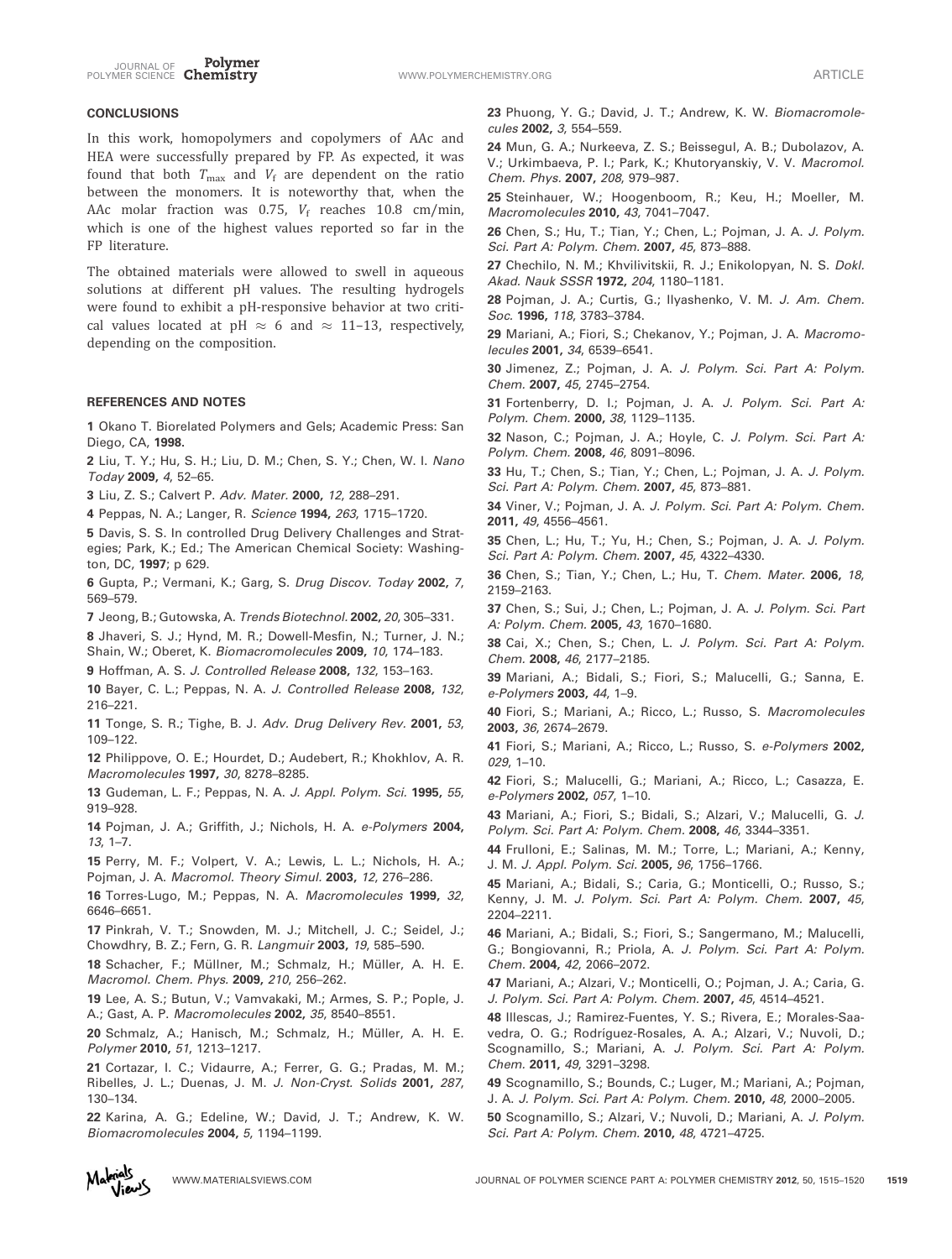## CONCLUSIONS

In this work, homopolymers and copolymers of AAc and HEA were successfully prepared by FP. As expected, it was found that both $T_{max}$ and $V_f$ are dependent on the ratio between the monomers. It is noteworthy that, when the AAc molar fraction was 0.75, $V_f$ reaches 10.8 cm/min, which is one of the highest values reported so far in the FP literature.

The obtained materials were allowed to swell in aqueous solutions at different pH values. The resulting hydrogels were found to exhibit a pH-responsive behavior at two critical values located at pH $\approx$ 6 and $\approx$ 11–13, respectively, depending on the composition.

## REFERENCES AND NOTES

1 Okano T. Biorelated Polymers and Gels; Academic Press: San Diego, CA, **1998**.

2 Liu, T. Y.; Hu, S. H.; Liu, D. M.; Chen, S. Y.; Chen, W. I. *Nano Today* **2009,** *4*, 52–65.

3 Liu, Z. S.; Calvert P. *Adv. Mater.* **2000,** *12*, 288–291.

4 Peppas, N. A.; Langer, R. *Science* **1994,** *263*, 1715–1720.

5 Davis, S. S. In controlled Drug Delivery Challenges and Strategies; Park, K.; Ed.; The American Chemical Society: Washington, DC, **1997**; p 629.

6 Gupta, P.; Vermani, K.; Garg, S. *Drug Discov. Today* **2002,** *7*, 569–579.

7 Jeong, B.; Gutowska, A. *Trends Biotechnol.* **2002,** *20*, 305–331.

8 Jhaveri, S. J.; Hynd, M. R.; Dowell-Mesfin, N.; Turner, J. N.; Shain, W.; Oberet, K. *Biomacromolecules* **2009,** *10*, 174–183.

9 Hoffman, A. S. *J. Controlled Release* **2008,** *132*, 153–163.

10 Bayer, C. L.; Peppas, N. A. *J. Controlled Release* **2008,** *132*, 216–221.

11 Tonge, S. R.; Tighe, B. J. *Adv. Drug Delivery Rev.* **2001,** *53*, 109–122.

12 Philippove, O. E.; Hourdet, D.; Audebert, R.; Khokhlov, A. R. *Macromolecules* **1997,** *30*, 8278–8285.

13 Gudeman, L. F.; Peppas, N. A. *J. Appl. Polym. Sci.* **1995,** *55*, 919–928.

14 Pojman, J. A.; Griffith, J.; Nichols, H. A. *e-Polymers* **2004,** *13*, 1–7.

15 Perry, M. F.; Volpert, V. A.; Lewis, L. L.; Nichols, H. A.; Pojman, J. A. *Macromol. Theory Simul.* **2003,** *12*, 276–286.

16 Torres-Lugo, M.; Peppas, N. A. *Macromolecules* **1999,** *32*, 6646–6651.

17 Pinkrah, V. T.; Snowden, M. J.; Mitchell, J. C.; Seidel, J.; Chowdhry, B. Z.; Fern, G. R. *Langmuir* **2003,** *19*, 585–590.

18 Schacher, F.; Müllner, M.; Schmalz, H.; Müller, A. H. E. *Macromol. Chem. Phys.* **2009,** *210*, 256–262.

19 Lee, A. S.; Butun, V.; Vamvakaki, M.; Armes, S. P.; Pople, J. A.; Gast, A. P. *Macromolecules* **2002,** *35*, 8540–8551.

20 Schmalz, A.; Hanisch, M.; Schmalz, H.; Müller, A. H. E. *Polymer* **2010,** *51*, 1213–1217.

21 Cortazar, I. C.; Vidaurre, A.; Ferrer, G. G.; Pradas, M. M.; Ribelles, J. L.; Duenas, J. M. *J. Non-Cryst. Solids* **2001,** *287*, 130–134.

22 Karina, A. G.; Edeline, W.; David, J. T.; Andrew, K. W. *Biomacromolecules* **2004,** *5*, 1194–1199.

23 Phuong, Y. G.; David, J. T.; Andrew, K. W. *Biomacromolecules* **2002,** *3*, 554–559.

24 Mun, G. A.; Nurkeeva, Z. S.; Beissegul, A. B.; Dubolazov, A. V.; Urkimbaeva, P. I.; Park, K.; Khutoryanskiy, V. V. *Macromol. Chem. Phys.* **2007,** *208*, 979–987.

25 Steinhauer, W.; Hoogenboom, R.; Keu, H.; Moeller, M. *Macromolecules* **2010,** *43*, 7041–7047.

26 Chen, S.; Hu, T.; Tian, Y.; Chen, L.; Pojman, J. A. *J. Polym. Sci. Part A: Polym. Chem.* **2007,** *45*, 873–888.

27 Chechilo, N. M.; Khvilivitskii, R. J.; Enikolopyan, N. S. *Dokl. Akad. Nauk SSSR* **1972,** *204*, 1180–1181.

28 Pojman, J. A.; Curtis, G.; Ilyashenko, V. M. *J. Am. Chem. Soc.* **1996,** *118*, 3783–3784.

29 Mariani, A.; Fiori, S.; Chekanov, Y.; Pojman, J. A. *Macromolecules* **2001,** *34*, 6539–6541.

30 Jimenez, Z.; Pojman, J. A. *J. Polym. Sci. Part A: Polym. Chem.* **2007,** *45*, 2745–2754.

31 Fortenberry, D. I.; Pojman, J. A. *J. Polym. Sci. Part A: Polym. Chem.* **2000,** *38*, 1129–1135.

32 Nason, C.; Pojman, J. A.; Hoyle, C. *J. Polym. Sci. Part A: Polym. Chem.* **2008,** *46*, 8091–8096.

33 Hu, T.; Chen, S.; Tian, Y.; Chen, L.; Pojman, J. A. *J. Polym. Sci. Part A: Polym. Chem.* **2007,** *45*, 873–881.

34 Viner, V.; Pojman, J. A. *J. Polym. Sci. Part A: Polym. Chem.* **2011,** *49*, 4556–4561.

35 Chen, L.; Hu, T.; Yu, H.; Chen, S.; Pojman, J. A. *J. Polym. Sci. Part A: Polym. Chem.* **2007,** *45*, 4322–4330.

36 Chen, S.; Tian, Y.; Chen, L.; Hu, T. *Chem. Mater.* **2006,** *18*, 2159–2163.

37 Chen, S.; Sui, J.; Chen, L.; Pojman, J. A. *J. Polym. Sci. Part A: Polym. Chem.* **2005,** *43*, 1670–1680.

38 Cai, X.; Chen, S.; Chen, L. *J. Polym. Sci. Part A: Polym. Chem.* **2008,** *46*, 2177–2185.

39 Mariani, A.; Bidali, S.; Fiori, S.; Malucelli, G.; Sanna, E. *e-Polymers* **2003,** *44*, 1–9.

40 Fiori, S.; Mariani, A.; Ricco, L.; Russo, S. *Macromolecules* **2003,** *36*, 2674–2679.

41 Fiori, S.; Mariani, A.; Ricco, L.; Russo, S. *e-Polymers* **2002,** *029*, 1–10.

42 Fiori, S.; Malucelli, G.; Mariani, A.; Ricco, L.; Casazza, E. *e-Polymers* **2002,** *057*, 1–10.

43 Mariani, A.; Fiori, S.; Bidali, S.; Alzari, V.; Malucelli, G. *J. Polym. Sci. Part A: Polym. Chem.* **2008,** *46*, 3344–3351.

44 Frulloni, E.; Salinas, M. M.; Torre, L.; Mariani, A.; Kenny, J. M. *J. Appl. Polym. Sci.* **2005,** *96*, 1756–1766.

45 Mariani, A.; Bidali, S.; Caria, G.; Monticelli, O.; Russo, S.; Kenny, J. M. *J. Polym. Sci. Part A: Polym. Chem.* **2007,** *45*, 2204–2211.

46 Mariani, A.; Bidali, S.; Fiori, S.; Sangermano, M.; Malucelli, G.; Bongiovanni, R.; Priola, A. *J. Polym. Sci. Part A: Polym. Chem.* **2004,** *42*, 2066–2072.

47 Mariani, A.; Alzari, V.; Monticelli, O.; Pojman, J. A.; Caria, G. *J. Polym. Sci. Part A: Polym. Chem.* **2007,** *45*, 4514–4521.

48 Illescas, J.; Ramirez-Fuentes, Y. S.; Rivera, E.; Morales-Saavedra, O. G.; Rodríguez-Rosales, A. A.; Alzari, V.; Nuvoli, D.; Scognamillo, S.; Mariani, A. *J. Polym. Sci. Part A: Polym. Chem.* **2011,** *49*, 3291–3298.

49 Scognamillo, S.; Bounds, C.; Luger, M.; Mariani, A.; Pojman, J. A. *J. Polym. Sci. Part A: Polym. Chem.* **2010,** *48*, 2000–2005.

50 Scognamillo, S.; Alzari, V.; Nuvoli, D.; Mariani, A. *J. Polym. Sci. Part A: Polym. Chem.* **2010,** *48*, 4721–4725.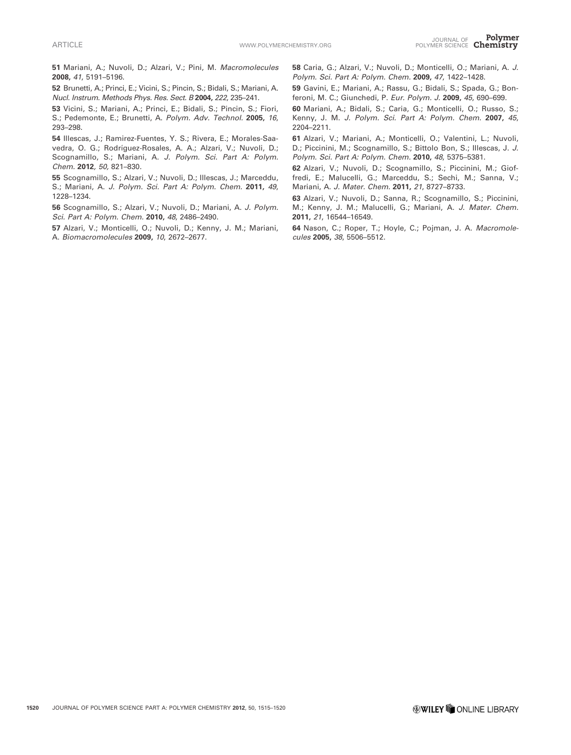51 Mariani, A.; Nuvoli, D.; Alzari, V.; Pini, M. *Macromolecules* **2008,** *41*, 5191–5196.

52 Brunetti, A.; Princi, E.; Vicini, S.; Pincin, S.; Bidali, S.; Mariani, A. *Nucl. Instrum. Methods Phys. Res. Sect. B* **2004,** *222*, 235–241.

53 Vicini, S.; Mariani, A.; Princi, E.; Bidali, S.; Pincin, S.; Fiori, S.; Pedemonte, E.; Brunetti, A. *Polym. Adv. Technol.* **2005,** *16*, 293–298.

54 Illescas, J.; Ramirez-Fuentes, Y. S.; Rivera, E.; Morales-Saavedra, O. G.; Rodríguez-Rosales, A. A.; Alzari, V.; Nuvoli, D.; Scognamillo, S.; Mariani, A. *J. Polym. Sci. Part A: Polym. Chem.* **2012**, *50*, 821–830.

55 Scognamillo, S.; Alzari, V.; Nuvoli, D.; Illescas, J.; Marceddu, S.; Mariani, A. *J. Polym. Sci. Part A: Polym. Chem.* **2011,** *49*, 1228–1234.

56 Scognamillo, S.; Alzari, V.; Nuvoli, D.; Mariani, A. *J. Polym. Sci. Part A: Polym. Chem.* **2010,** *48*, 2486–2490.

57 Alzari, V.; Monticelli, O.; Nuvoli, D.; Kenny, J. M.; Mariani, A. *Biomacromolecules* **2009,** *10*, 2672–2677.

58 Caria, G.; Alzari, V.; Nuvoli, D.; Monticelli, O.; Mariani, A. *J. Polym. Sci. Part A: Polym. Chem.* **2009,** *47*, 1422–1428.

59 Gavini, E.; Mariani, A.; Rassu, G.; Bidali, S.; Spada, G.; Bonferoni, M. C.; Giunchedi, P. *Eur. Polym. J.* **2009,** *45*, 690–699.

60 Mariani, A.; Bidali, S.; Caria, G.; Monticelli, O.; Russo, S.; Kenny, J. M. *J. Polym. Sci. Part A: Polym. Chem.* **2007,** *45*, 2204–2211.

61 Alzari, V.; Mariani, A.; Monticelli, O.; Valentini, L.; Nuvoli, D.; Piccinini, M.; Scognamillo, S.; Bittolo Bon, S.; Illescas, J. *J. Polym. Sci. Part A: Polym. Chem.* **2010,** *48*, 5375–5381.

62 Alzari, V.; Nuvoli, D.; Scognamillo, S.; Piccinini, M.; Gioffredi, E.; Malucelli, G.; Marceddu, S.; Sechi, M.; Sanna, V.; Mariani, A. *J. Mater. Chem.* **2011,** *21*, 8727–8733.

63 Alzari, V.; Nuvoli, D.; Sanna, R.; Scognamillo, S.; Piccinini, M.; Kenny, J. M.; Malucelli, G.; Mariani, A. *J. Mater. Chem.* **2011,** *21*, 16544–16549.

64 Nason, C.; Roper, T.; Hoyle, C.; Pojman, J. A. *Macromolecules* **2005,** *38*, 5506–5512.